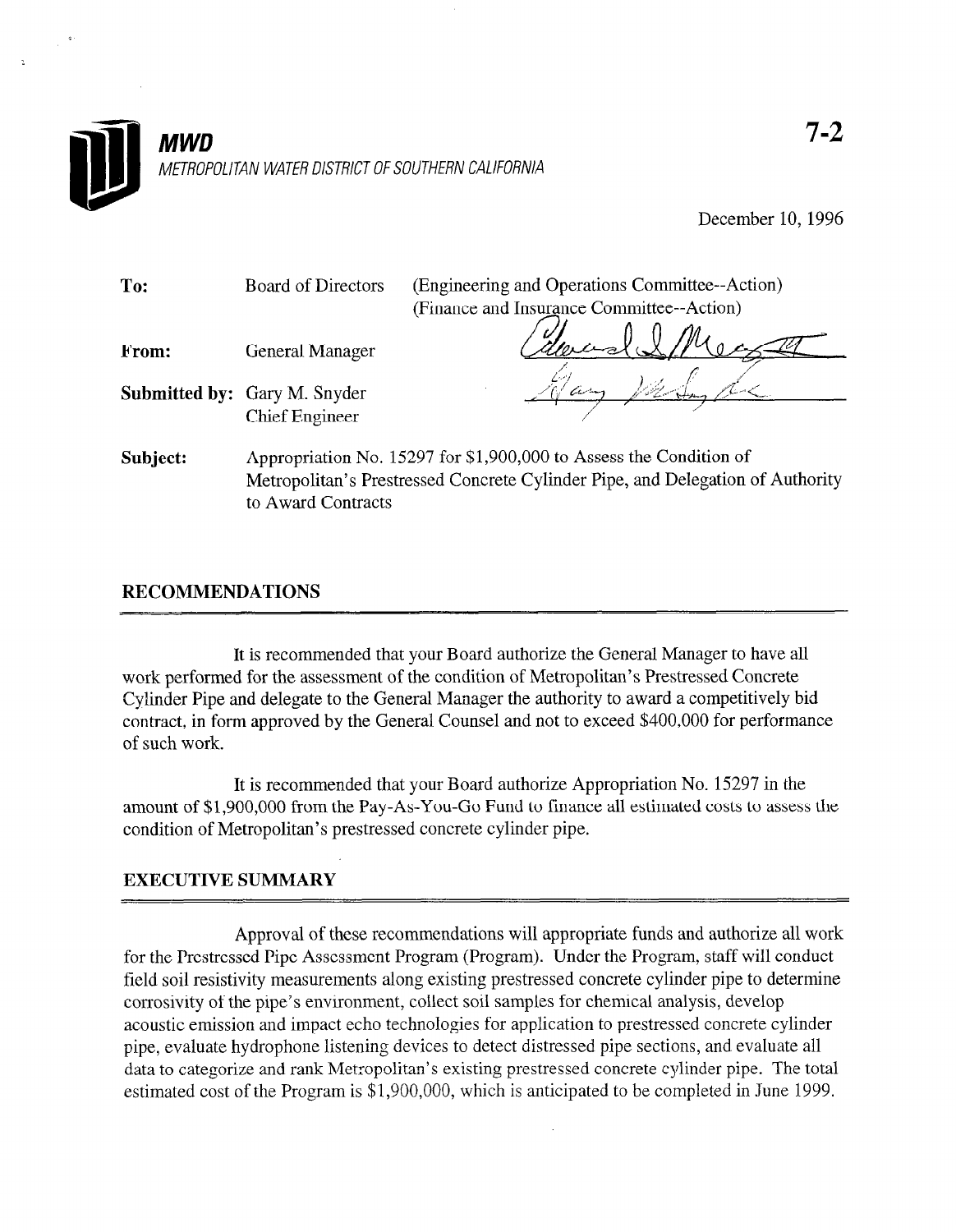**MWD**

*METROPOLITAN WATER DISTRICT OF SOUTHERN CALIFORNIA*

7-2

December 10, 1996

| | | |
|---|---|---|
| **To:** | Board of Directors | (Engineering and Operations Committee--Action) (Finance and Insurance Committee--Action) |
| **From:** | General Manager | |
| **Submitted by:** | Gary M. Snyder Chief Engineer | |
| **Subject:** | Appropriation No. 15297 for $1,900,000 to Assess the Condition of Metropolitan's Prestressed Concrete Cylinder Pipe, and Delegation of Authority to Award Contracts | |

## RECOMMENDATIONS

It is recommended that your Board authorize the General Manager to have all work performed for the assessment of the condition of Metropolitan's Prestressed Concrete Cylinder Pipe and delegate to the General Manager the authority to award a competitively bid contract, in form approved by the General Counsel and not to exceed $400,000 for performance of such work.

It is recommended that your Board authorize Appropriation No. 15297 in the amount of $1,900,000 from the Pay-As-You-Go Fund to finance all estimated costs to assess the condition of Metropolitan's prestressed concrete cylinder pipe.

## EXECUTIVE SUMMARY

Approval of these recommendations will appropriate funds and authorize all work for the Prestressed Pipe Assessment Program (Program). Under the Program, staff will conduct field soil resistivity measurements along existing prestressed concrete cylinder pipe to determine corrosivity of the pipe's environment, collect soil samples for chemical analysis, develop acoustic emission and impact echo technologies for application to prestressed concrete cylinder pipe, evaluate hydrophone listening devices to detect distressed pipe sections, and evaluate all data to categorize and rank Metropolitan's existing prestressed concrete cylinder pipe. The total estimated cost of the Program is $1,900,000, which is anticipated to be completed in June 1999.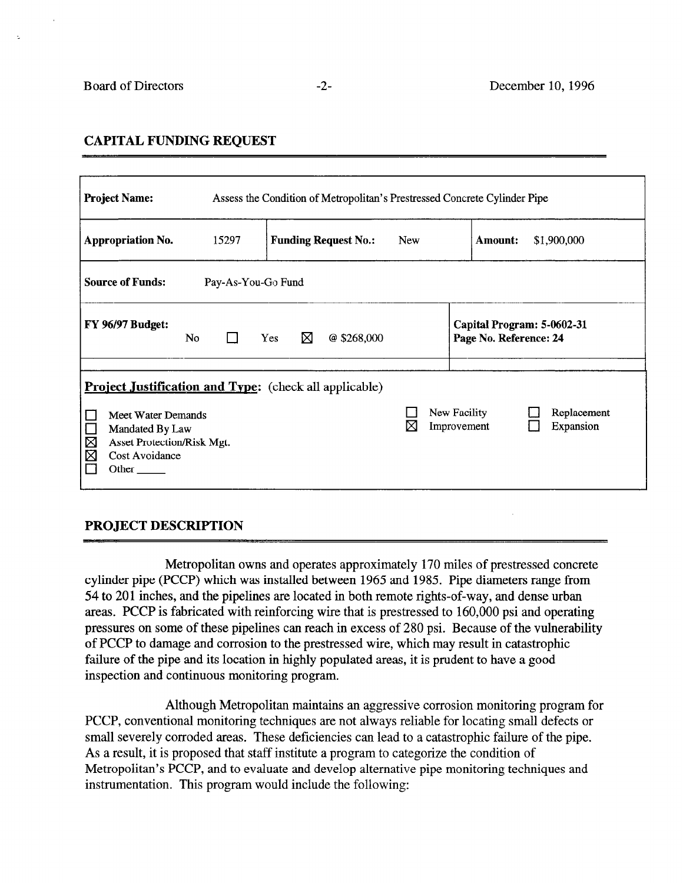## CAPITAL FUNDING REQUEST

| **Project Name:** | Assess the Condition of Metropolitan's Prestressed Concrete Cylinder Pipe | | |
|---|---|---|---|
| **Appropriation No.** 15297 | **Funding Request No.:** New | | **Amount:** $1,900,000 |
| **Source of Funds:** Pay-As-You-Go Fund | | | |
| **FY 96/97 Budget:** No ☐ Yes ☒ @ $268,000 | | **Capital Program: 5-0602-31** **Page No. Reference: 24** | |

**Project Justification and Type:** (check all applicable)

- ☐ Meet Water Demands
- ☐ Mandated By Law
- ☒ Asset Protection/Risk Mgt.
- ☒ Cost Avoidance
- ☐ Other _____

- ☐ New Facility
- ☒ Improvement
- ☐ Replacement
- ☐ Expansion

## PROJECT DESCRIPTION

Metropolitan owns and operates approximately 170 miles of prestressed concrete cylinder pipe (PCCP) which was installed between 1965 and 1985. Pipe diameters range from 54 to 201 inches, and the pipelines are located in both remote rights-of-way, and dense urban areas. PCCP is fabricated with reinforcing wire that is prestressed to 160,000 psi and operating pressures on some of these pipelines can reach in excess of 280 psi. Because of the vulnerability of PCCP to damage and corrosion to the prestressed wire, which may result in catastrophic failure of the pipe and its location in highly populated areas, it is prudent to have a good inspection and continuous monitoring program.

Although Metropolitan maintains an aggressive corrosion monitoring program for PCCP, conventional monitoring techniques are not always reliable for locating small defects or small severely corroded areas. These deficiencies can lead to a catastrophic failure of the pipe. As a result, it is proposed that staff institute a program to categorize the condition of Metropolitan's PCCP, and to evaluate and develop alternative pipe monitoring techniques and instrumentation. This program would include the following: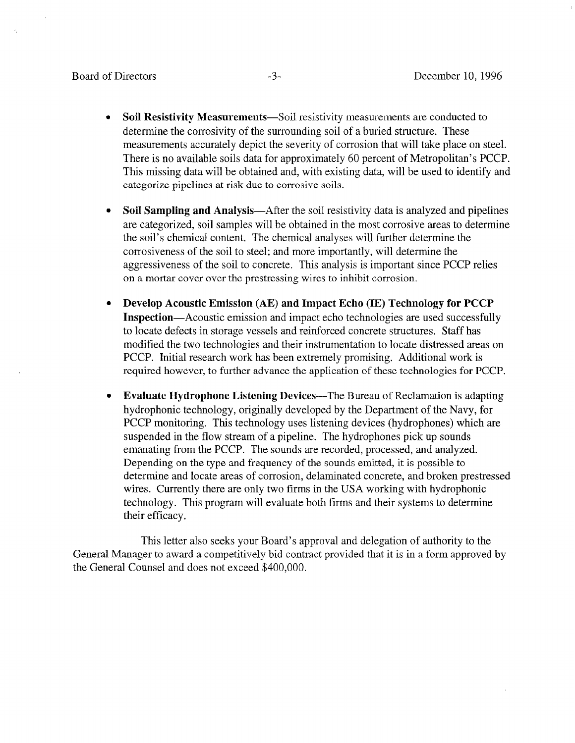- **Soil Resistivity Measurements**—Soil resistivity measurements are conducted to determine the corrosivity of the surrounding soil of a buried structure. These measurements accurately depict the severity of corrosion that will take place on steel. There is no available soils data for approximately 60 percent of Metropolitan's PCCP. This missing data will be obtained and, with existing data, will be used to identify and categorize pipelines at risk due to corrosive soils.

- **Soil Sampling and Analysis**—After the soil resistivity data is analyzed and pipelines are categorized, soil samples will be obtained in the most corrosive areas to determine the soil's chemical content. The chemical analyses will further determine the corrosiveness of the soil to steel; and more importantly, will determine the aggressiveness of the soil to concrete. This analysis is important since PCCP relies on a mortar cover over the prestressing wires to inhibit corrosion.

- **Develop Acoustic Emission (AE) and Impact Echo (IE) Technology for PCCP Inspection**—Acoustic emission and impact echo technologies are used successfully to locate defects in storage vessels and reinforced concrete structures. Staff has modified the two technologies and their instrumentation to locate distressed areas on PCCP. Initial research work has been extremely promising. Additional work is required however, to further advance the application of these technologies for PCCP.

- **Evaluate Hydrophone Listening Devices**—The Bureau of Reclamation is adapting hydrophonic technology, originally developed by the Department of the Navy, for PCCP monitoring. This technology uses listening devices (hydrophones) which are suspended in the flow stream of a pipeline. The hydrophones pick up sounds emanating from the PCCP. The sounds are recorded, processed, and analyzed. Depending on the type and frequency of the sounds emitted, it is possible to determine and locate areas of corrosion, delaminated concrete, and broken prestressed wires. Currently there are only two firms in the USA working with hydrophonic technology. This program will evaluate both firms and their systems to determine their efficacy.

This letter also seeks your Board's approval and delegation of authority to the General Manager to award a competitively bid contract provided that it is in a form approved by the General Counsel and does not exceed $400,000.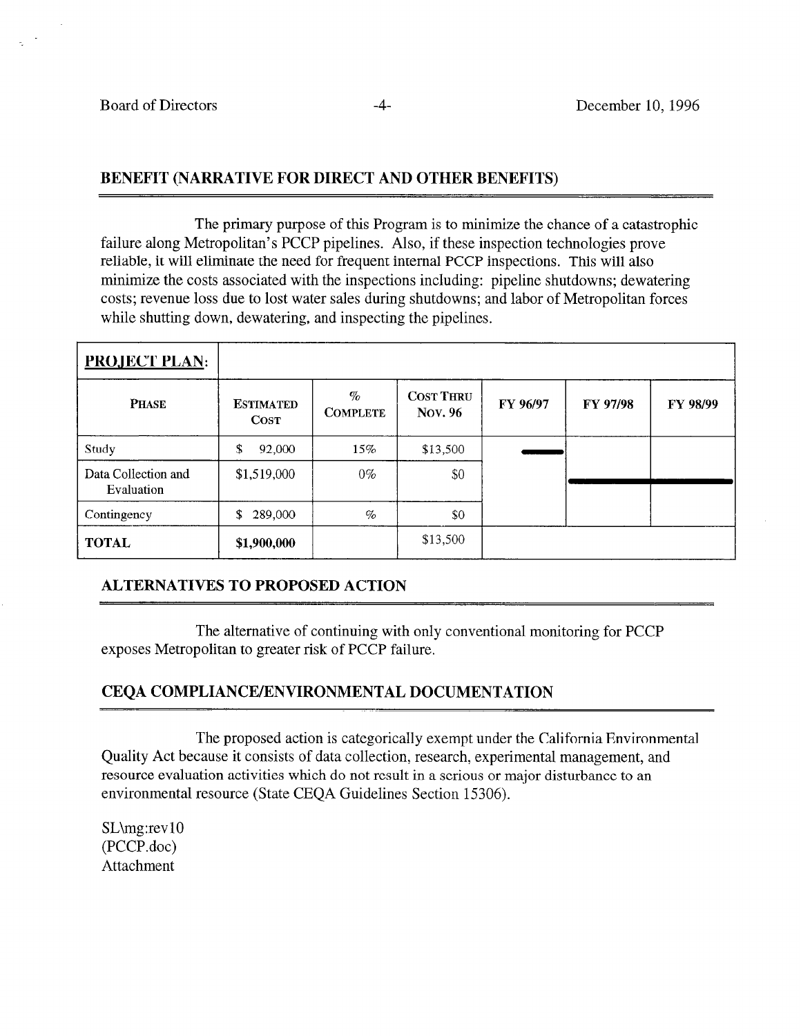## BENEFIT (NARRATIVE FOR DIRECT AND OTHER BENEFITS)

The primary purpose of this Program is to minimize the chance of a catastrophic failure along Metropolitan's PCCP pipelines. Also, if these inspection technologies prove reliable, it will eliminate the need for frequent internal PCCP inspections. This will also minimize the costs associated with the inspections including: pipeline shutdowns; dewatering costs; revenue loss due to lost water sales during shutdowns; and labor of Metropolitan forces while shutting down, dewatering, and inspecting the pipelines.

| **PROJECT PLAN:** | | | | | | |
|---|---|---|---|---|---|---|
| **PHASE** | **ESTIMATED COST** | **% COMPLETE** | **COST THRU NOV. 96** | **FY 96/97** | **FY 97/98** | **FY 98/99** |
| Study | $ 92,000 | 15% | $13,500 | ▬ | | |
| Data Collection and Evaluation | $1,519,000 | 0% | $0 | | ▬ | ▬ |
| Contingency | $ 289,000 | % | $0 | | | |
| **TOTAL** | **$1,900,000** | | $13,500 | | | |

## ALTERNATIVES TO PROPOSED ACTION

The alternative of continuing with only conventional monitoring for PCCP exposes Metropolitan to greater risk of PCCP failure.

## CEQA COMPLIANCE/ENVIRONMENTAL DOCUMENTATION

The proposed action is categorically exempt under the California Environmental Quality Act because it consists of data collection, research, experimental management, and resource evaluation activities which do not result in a serious or major disturbance to an environmental resource (State CEQA Guidelines Section 15306).

SL\mg:rev10
(PCCP.doc)
Attachment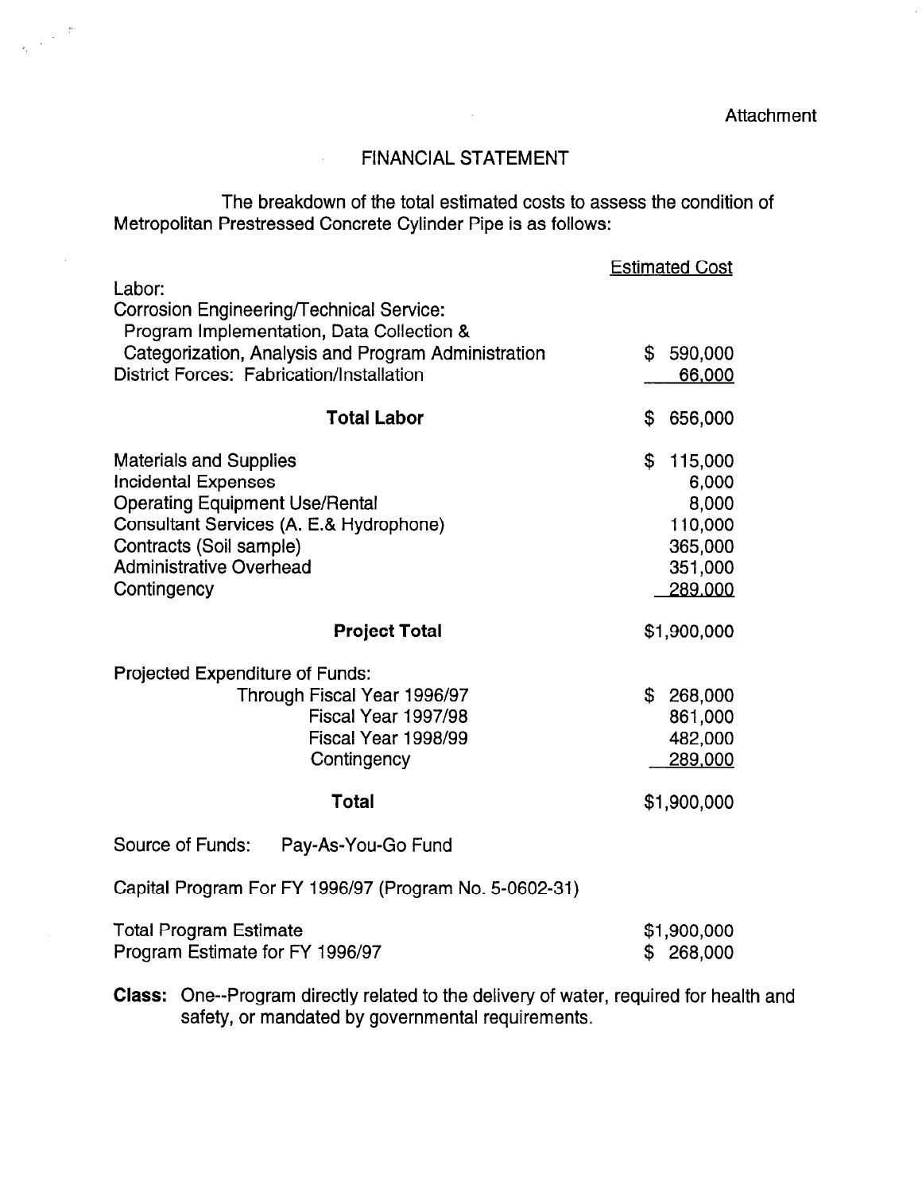Attachment

# FINANCIAL STATEMENT

The breakdown of the total estimated costs to assess the condition of Metropolitan Prestressed Concrete Cylinder Pipe is as follows:

| | Estimated Cost |
|---|---|
| Labor: | |
| Corrosion Engineering/Technical Service: | |
| Program Implementation, Data Collection & Categorization, Analysis and Program Administration | $ 590,000 |
| District Forces: Fabrication/Installation | 66,000 |
| **Total Labor** | $ 656,000 |
| Materials and Supplies | $ 115,000 |
| Incidental Expenses | 6,000 |
| Operating Equipment Use/Rental | 8,000 |
| Consultant Services (A. E.& Hydrophone) | 110,000 |
| Contracts (Soil sample) | 365,000 |
| Administrative Overhead | 351,000 |
| Contingency | 289,000 |
| **Project Total** | $1,900,000 |
| Projected Expenditure of Funds: | |
| Through Fiscal Year 1996/97 | $ 268,000 |
| Fiscal Year 1997/98 | 861,000 |
| Fiscal Year 1998/99 | 482,000 |
| Contingency | 289,000 |
| **Total** | $1,900,000 |

Source of Funds: Pay-As-You-Go Fund

Capital Program For FY 1996/97 (Program No. 5-0602-31)

| | |
|---|---|
| Total Program Estimate | $1,900,000 |
| Program Estimate for FY 1996/97 | $ 268,000 |

**Class:** One--Program directly related to the delivery of water, required for health and safety, or mandated by governmental requirements.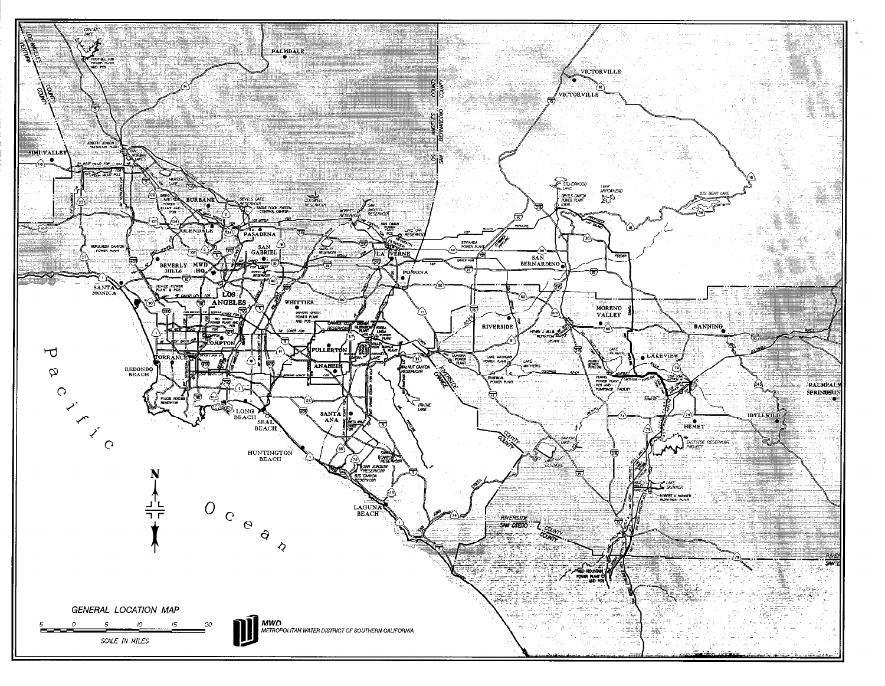GENERAL LOCATION MAP

5 0 5 10 15 20

SCALE IN MILES

MWD

METROPOLITAN WATER DISTRICT OF SOUTHERN CALIFORNIA